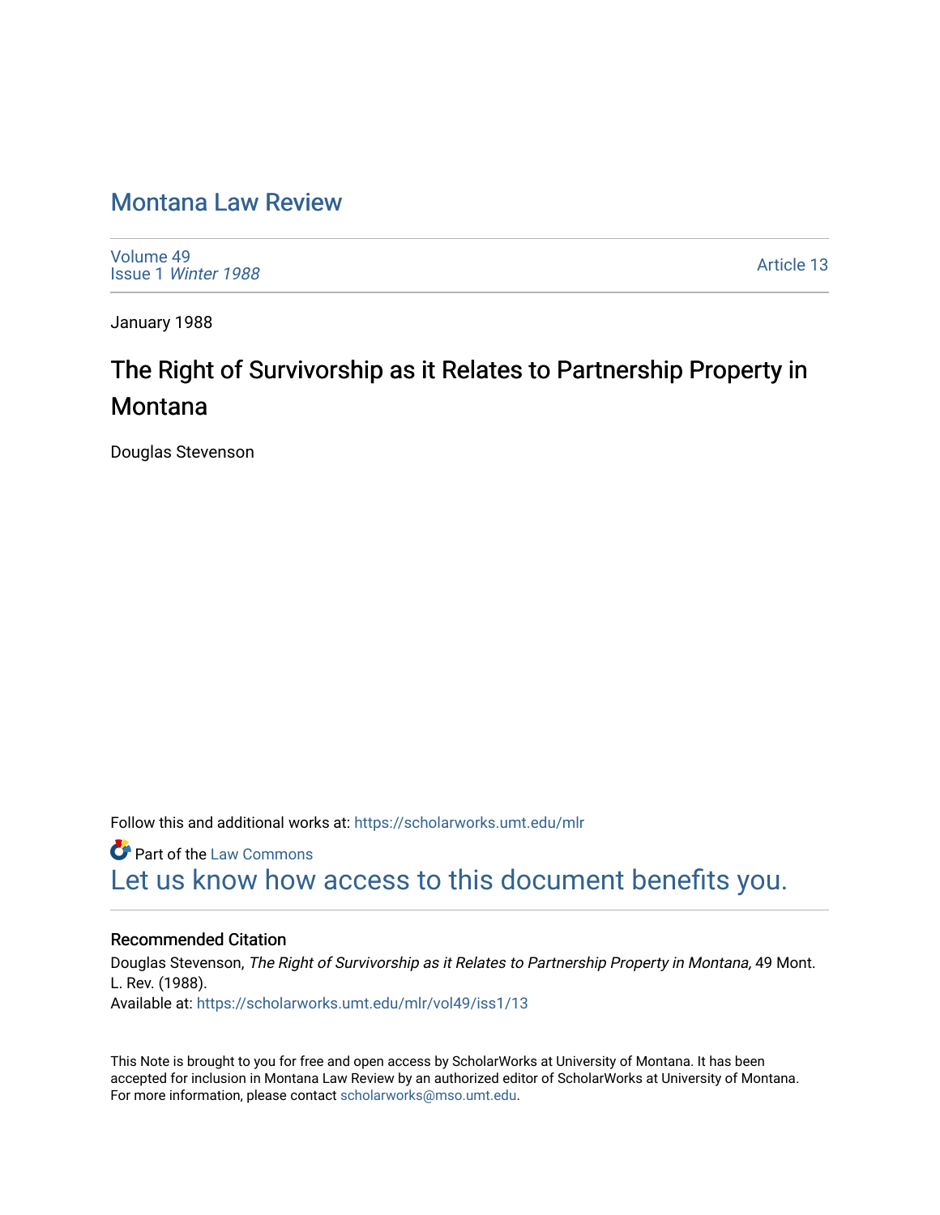# Montana Law Review

Volume 49
Issue 1 *Winter 1988*

Article 13

January 1988

## The Right of Survivorship as it Relates to Partnership Property in Montana

Douglas Stevenson

Follow this and additional works at: https://scholarworks.umt.edu/mlr

Part of the Law Commons
Let us know how access to this document benefits you.

### Recommended Citation

Douglas Stevenson, *The Right of Survivorship as it Relates to Partnership Property in Montana,* 49 Mont. L. Rev. (1988).
Available at: https://scholarworks.umt.edu/mlr/vol49/iss1/13

This Note is brought to you for free and open access by ScholarWorks at University of Montana. It has been accepted for inclusion in Montana Law Review by an authorized editor of ScholarWorks at University of Montana. For more information, please contact scholarworks@mso.umt.edu.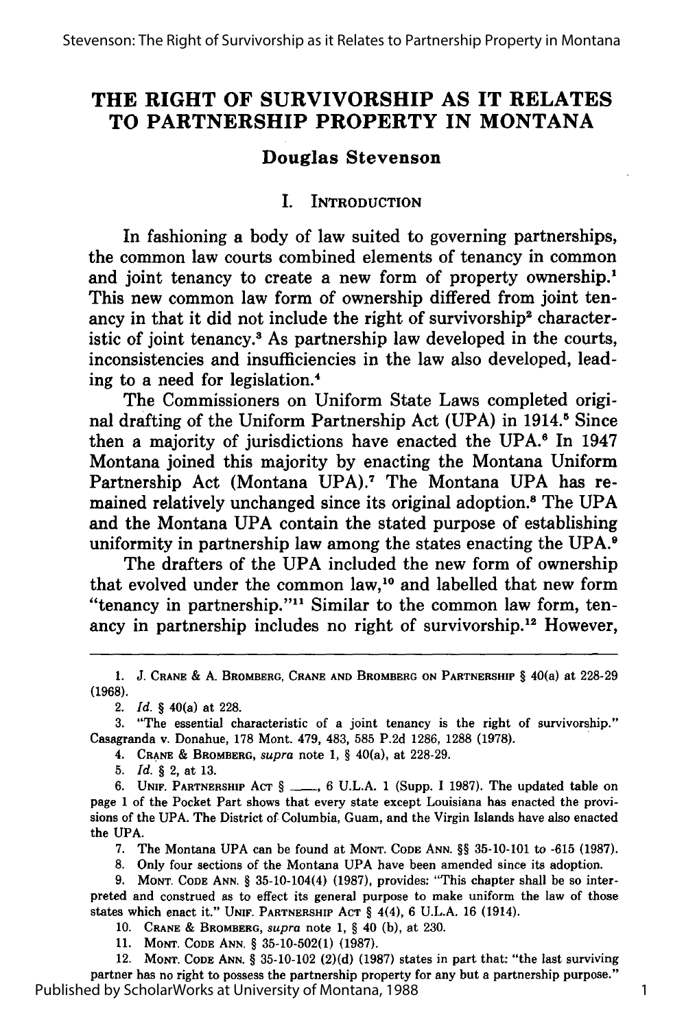# THE RIGHT OF SURVIVORSHIP AS IT RELATES TO PARTNERSHIP PROPERTY IN MONTANA

**Douglas Stevenson**

## I. INTRODUCTION

In fashioning a body of law suited to governing partnerships, the common law courts combined elements of tenancy in common and joint tenancy to create a new form of property ownership.[1] This new common law form of ownership differed from joint tenancy in that it did not include the right of survivorship[2] characteristic of joint tenancy.[3] As partnership law developed in the courts, inconsistencies and insufficiencies in the law also developed, leading to a need for legislation.[4]

The Commissioners on Uniform State Laws completed original drafting of the Uniform Partnership Act (UPA) in 1914.[5] Since then a majority of jurisdictions have enacted the UPA.[6] In 1947 Montana joined this majority by enacting the Montana Uniform Partnership Act (Montana UPA).[7] The Montana UPA has remained relatively unchanged since its original adoption.[8] The UPA and the Montana UPA contain the stated purpose of establishing uniformity in partnership law among the states enacting the UPA.[9]

The drafters of the UPA included the new form of ownership that evolved under the common law,[10] and labelled that new form "tenancy in partnership."[11] Similar to the common law form, tenancy in partnership includes no right of survivorship.[12] However,

---

1. J. CRANE & A. BROMBERG, CRANE AND BROMBERG ON PARTNERSHIP § 40(a) at 228-29 (1968).

2. *Id.* § 40(a) at 228.

3. "The essential characteristic of a joint tenancy is the right of survivorship." Casagranda v. Donahue, 178 Mont. 479, 483, 585 P.2d 1286, 1288 (1978).

4. CRANE & BROMBERG, *supra* note 1, § 40(a), at 228-29.

5. *Id.* § 2, at 13.

6. UNIF. PARTNERSHIP ACT § ___, 6 U.L.A. 1 (Supp. I 1987). The updated table on page 1 of the Pocket Part shows that every state except Louisiana has enacted the provisions of the UPA. The District of Columbia, Guam, and the Virgin Islands have also enacted the UPA.

7. The Montana UPA can be found at MONT. CODE ANN. §§ 35-10-101 to -615 (1987).

8. Only four sections of the Montana UPA have been amended since its adoption.

9. MONT. CODE ANN. § 35-10-104(4) (1987), provides: "This chapter shall be so interpreted and construed as to effect its general purpose to make uniform the law of those states which enact it." UNIF. PARTNERSHIP ACT § 4(4), 6 U.L.A. 16 (1914).

10. CRANE & BROMBERG, *supra* note 1, § 40 (b), at 230.

11. MONT. CODE ANN. § 35-10-502(1) (1987).

12. MONT. CODE ANN. § 35-10-102 (2)(d) (1987) states in part that: "the last surviving partner has no right to possess the partnership property for any but a partnership purpose."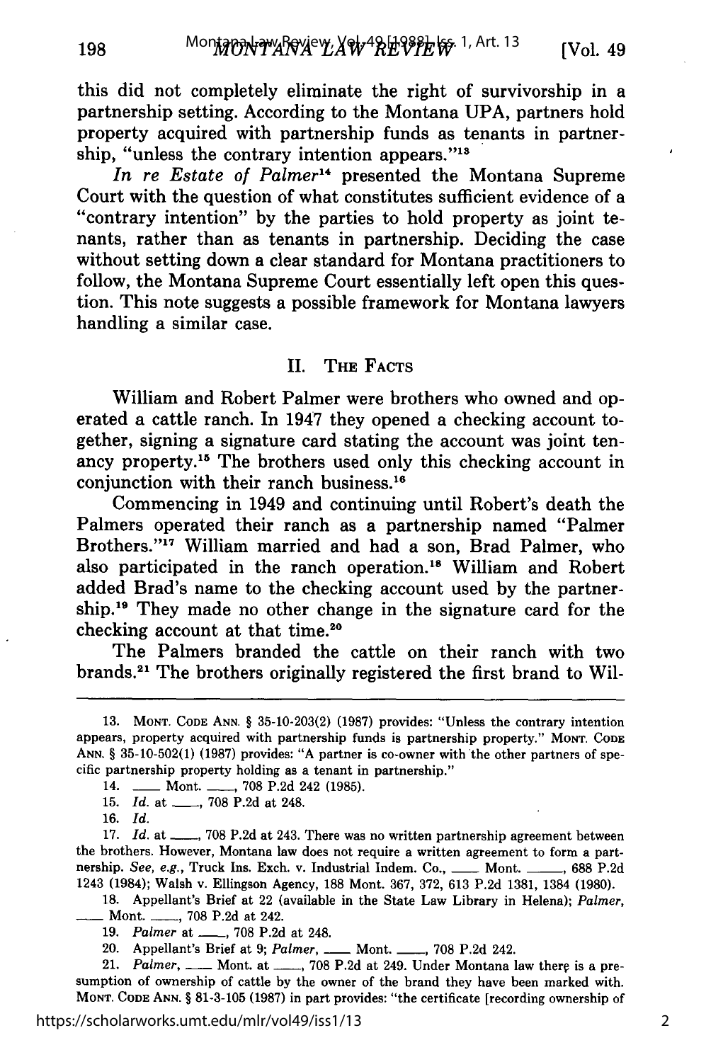this did not completely eliminate the right of survivorship in a partnership setting. According to the Montana UPA, partners hold property acquired with partnership funds as tenants in partnership, "unless the contrary intention appears."[13]

*In re Estate of Palmer*[14] presented the Montana Supreme Court with the question of what constitutes sufficient evidence of a "contrary intention" by the parties to hold property as joint tenants, rather than as tenants in partnership. Deciding the case without setting down a clear standard for Montana practitioners to follow, the Montana Supreme Court essentially left open this question. This note suggests a possible framework for Montana lawyers handling a similar case.

## II. The Facts

William and Robert Palmer were brothers who owned and operated a cattle ranch. In 1947 they opened a checking account together, signing a signature card stating the account was joint tenancy property.[15] The brothers used only this checking account in conjunction with their ranch business.[16]

Commencing in 1949 and continuing until Robert's death the Palmers operated their ranch as a partnership named "Palmer Brothers."[17] William married and had a son, Brad Palmer, who also participated in the ranch operation.[18] William and Robert added Brad's name to the checking account used by the partnership.[19] They made no other change in the signature card for the checking account at that time.[20]

The Palmers branded the cattle on their ranch with two brands.[21] The brothers originally registered the first brand to Wil-

---

13. Mont. Code Ann. § 35-10-203(2) (1987) provides: "Unless the contrary intention appears, property acquired with partnership funds is partnership property." Mont. Code Ann. § 35-10-502(1) (1987) provides: "A partner is co-owner with the other partners of specific partnership property holding as a tenant in partnership."

14. ___ Mont. ___, 708 P.2d 242 (1985).

15. *Id.* at ___, 708 P.2d at 248.

16. *Id.*

17. *Id.* at ___, 708 P.2d at 243. There was no written partnership agreement between the brothers. However, Montana law does not require a written agreement to form a partnership. *See, e.g.*, Truck Ins. Exch. v. Industrial Indem. Co., ___ Mont. ___, 688 P.2d 1243 (1984); Walsh v. Ellingson Agency, 188 Mont. 367, 372, 613 P.2d 1381, 1384 (1980).

18. Appellant's Brief at 22 (available in the State Law Library in Helena); *Palmer*, ___ Mont. ___, 708 P.2d at 242.

19. *Palmer* at ___, 708 P.2d at 248.

20. Appellant's Brief at 9; *Palmer*, ___ Mont. ___, 708 P.2d 242.

21. *Palmer*, ___ Mont. at ___, 708 P.2d at 249. Under Montana law there is a presumption of ownership of cattle by the owner of the brand they have been marked with. Mont. Code Ann. § 81-3-105 (1987) in part provides: "the certificate [recording ownership of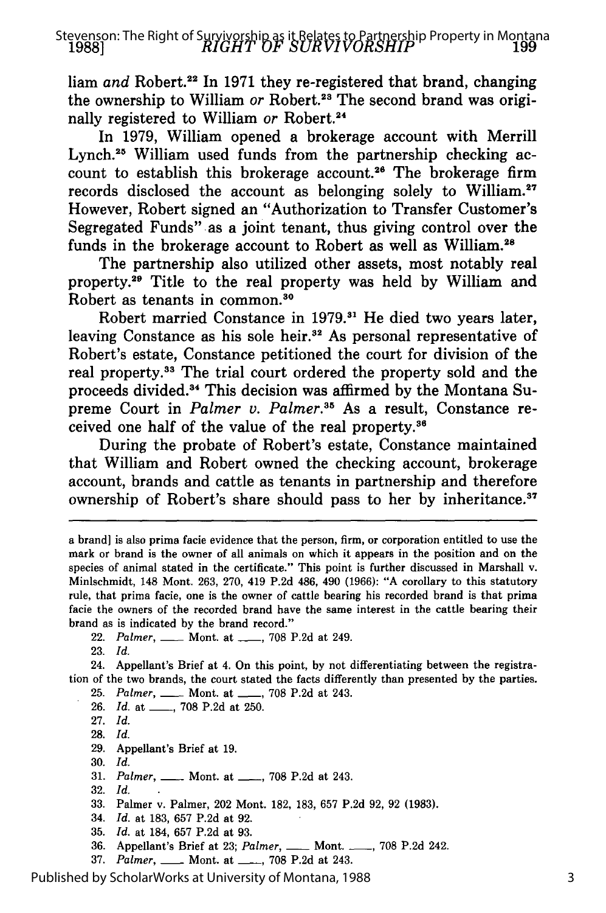liam *and* Robert.[22] In 1971 they re-registered that brand, changing the ownership to William *or* Robert.[23] The second brand was originally registered to William *or* Robert.[24]

In 1979, William opened a brokerage account with Merrill Lynch.[25] William used funds from the partnership checking account to establish this brokerage account.[26] The brokerage firm records disclosed the account as belonging solely to William.[27] However, Robert signed an "Authorization to Transfer Customer's Segregated Funds" as a joint tenant, thus giving control over the funds in the brokerage account to Robert as well as William.[28]

The partnership also utilized other assets, most notably real property.[29] Title to the real property was held by William and Robert as tenants in common.[30]

Robert married Constance in 1979.[31] He died two years later, leaving Constance as his sole heir.[32] As personal representative of Robert's estate, Constance petitioned the court for division of the real property.[33] The trial court ordered the property sold and the proceeds divided.[34] This decision was affirmed by the Montana Supreme Court in *Palmer v. Palmer*.[35] As a result, Constance received one half of the value of the real property.[36]

During the probate of Robert's estate, Constance maintained that William and Robert owned the checking account, brokerage account, brands and cattle as tenants in partnership and therefore ownership of Robert's share should pass to her by inheritance.[37]

---

a brand] is also prima facie evidence that the person, firm, or corporation entitled to use the mark or brand is the owner of all animals on which it appears in the position and on the species of animal stated in the certificate." This point is further discussed in Marshall v. Minlschmidt, 148 Mont. 263, 270, 419 P.2d 486, 490 (1966): "A corollary to this statutory rule, that prima facie, one is the owner of cattle bearing his recorded brand is that prima facie the owners of the recorded brand have the same interest in the cattle bearing their brand as is indicated by the brand record."

22. *Palmer*, ___ Mont. at ___, 708 P.2d at 249.
23. *Id.*
24. Appellant's Brief at 4. On this point, by not differentiating between the registration of the two brands, the court stated the facts differently than presented by the parties.
25. *Palmer*, ___ Mont. at ___, 708 P.2d at 243.
26. *Id.* at ___, 708 P.2d at 250.
27. *Id.*
28. *Id.*
29. Appellant's Brief at 19.
30. *Id.*
31. *Palmer*, ___ Mont. at ___, 708 P.2d at 243.
32. *Id.*
33. Palmer v. Palmer, 202 Mont. 182, 183, 657 P.2d 92, 92 (1983).
34. *Id.* at 183, 657 P.2d at 92.
35. *Id.* at 184, 657 P.2d at 93.
36. Appellant's Brief at 23; *Palmer*, ___ Mont. ___, 708 P.2d 242.
37. *Palmer*, ___ Mont. at ___, 708 P.2d at 243.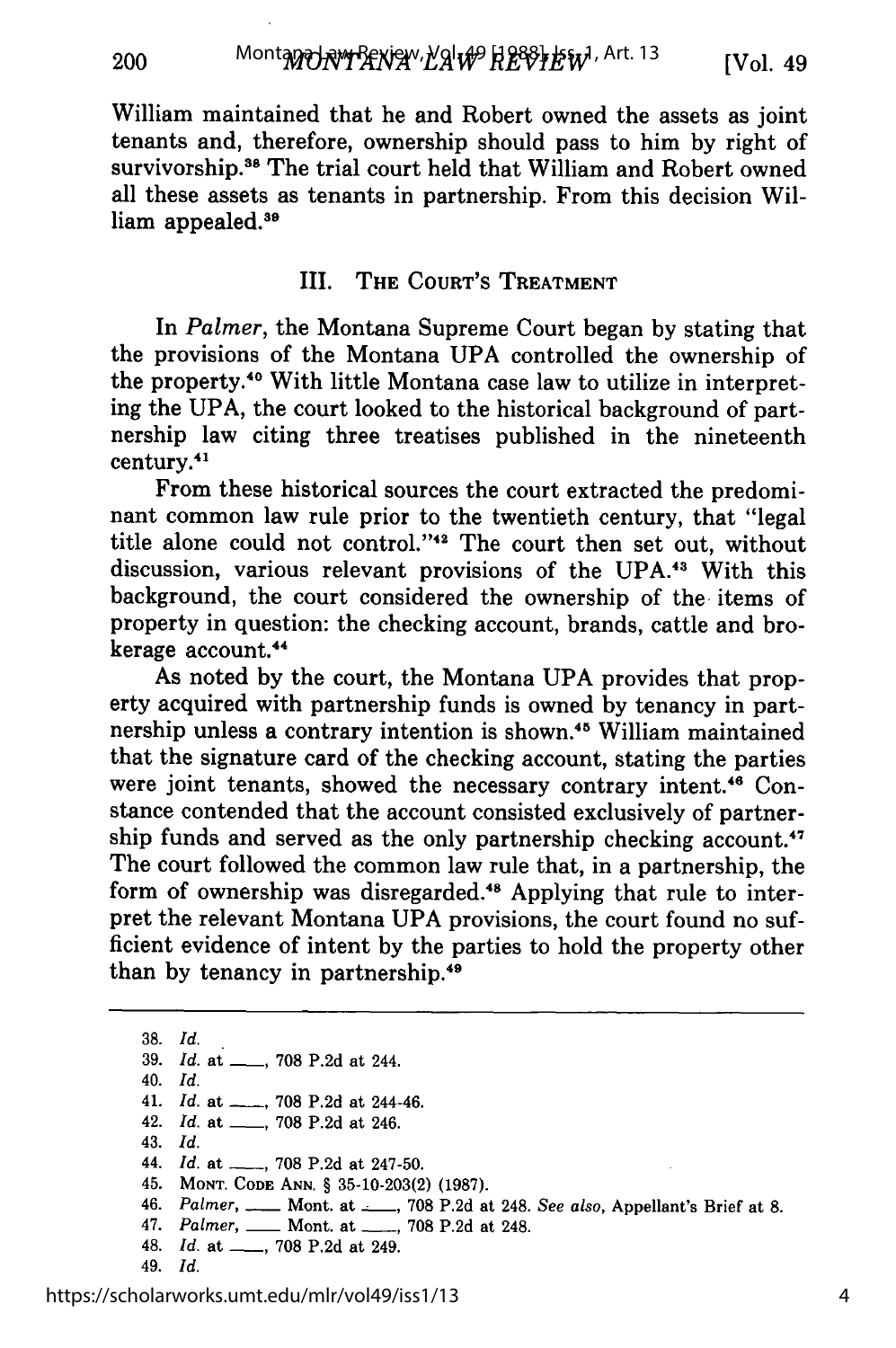William maintained that he and Robert owned the assets as joint tenants and, therefore, ownership should pass to him by right of survivorship.[38] The trial court held that William and Robert owned all these assets as tenants in partnership. From this decision William appealed.[39]

## III. The Court's Treatment

In *Palmer*, the Montana Supreme Court began by stating that the provisions of the Montana UPA controlled the ownership of the property.[40] With little Montana case law to utilize in interpreting the UPA, the court looked to the historical background of partnership law citing three treatises published in the nineteenth century.[41]

From these historical sources the court extracted the predominant common law rule prior to the twentieth century, that "legal title alone could not control."[42] The court then set out, without discussion, various relevant provisions of the UPA.[43] With this background, the court considered the ownership of the items of property in question: the checking account, brands, cattle and brokerage account.[44]

As noted by the court, the Montana UPA provides that property acquired with partnership funds is owned by tenancy in partnership unless a contrary intention is shown.[45] William maintained that the signature card of the checking account, stating the parties were joint tenants, showed the necessary contrary intent.[46] Constance contended that the account consisted exclusively of partnership funds and served as the only partnership checking account.[47] The court followed the common law rule that, in a partnership, the form of ownership was disregarded.[48] Applying that rule to interpret the relevant Montana UPA provisions, the court found no sufficient evidence of intent by the parties to hold the property other than by tenancy in partnership.[49]

---

38. *Id.*
39. *Id.* at \_\_\_, 708 P.2d at 244.
40. *Id.*
41. *Id.* at \_\_\_, 708 P.2d at 244-46.
42. *Id.* at \_\_\_, 708 P.2d at 246.
43. *Id.*
44. *Id.* at \_\_\_, 708 P.2d at 247-50.
45. Mont. Code Ann. § 35-10-203(2) (1987).
46. *Palmer*, \_\_\_ Mont. at \_\_\_, 708 P.2d at 248. *See also*, Appellant's Brief at 8.
47. *Palmer*, \_\_\_ Mont. at \_\_\_, 708 P.2d at 248.
48. *Id.* at \_\_\_, 708 P.2d at 249.
49. *Id.*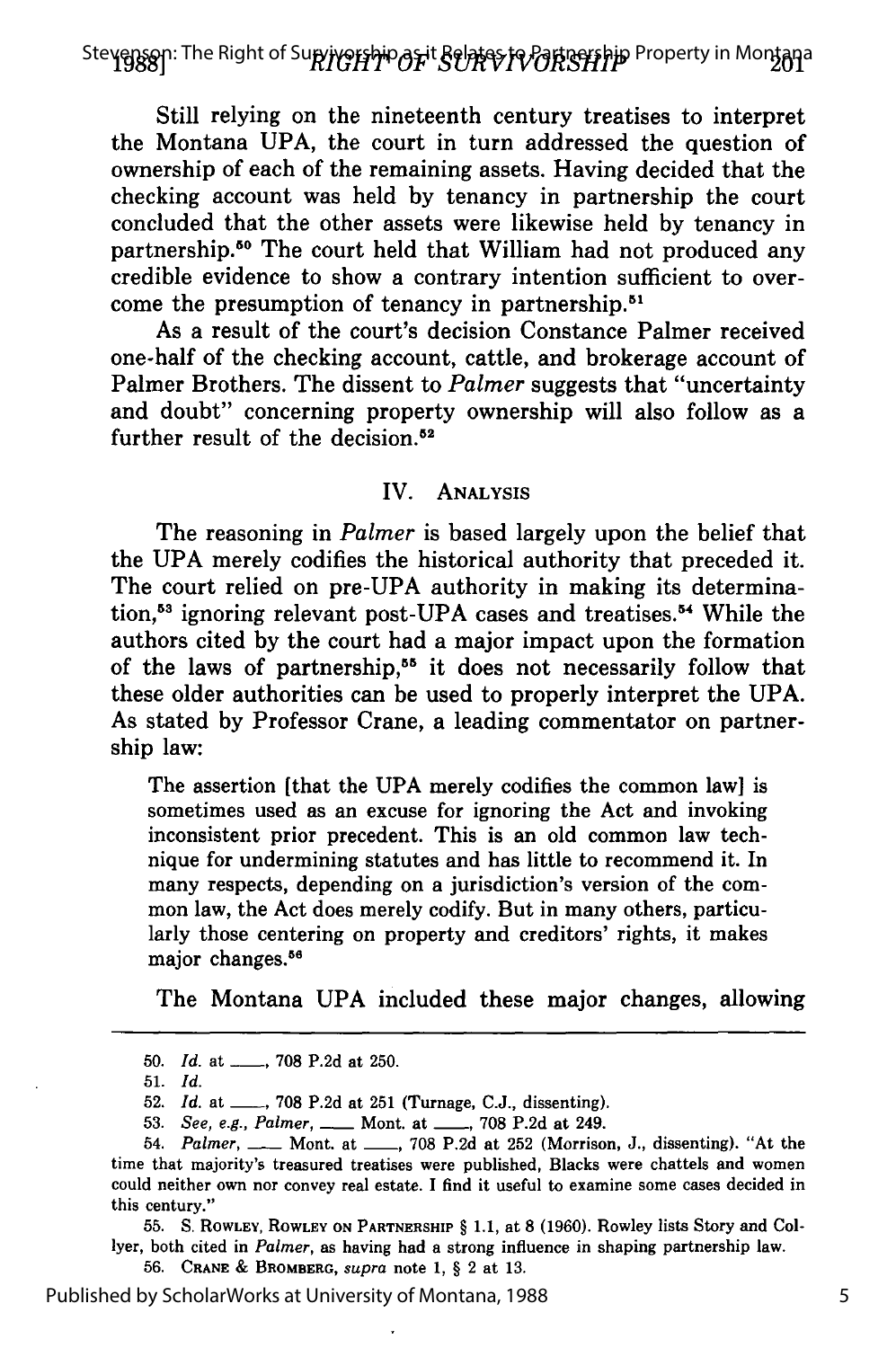Still relying on the nineteenth century treatises to interpret the Montana UPA, the court in turn addressed the question of ownership of each of the remaining assets. Having decided that the checking account was held by tenancy in partnership the court concluded that the other assets were likewise held by tenancy in partnership.[50] The court held that William had not produced any credible evidence to show a contrary intention sufficient to overcome the presumption of tenancy in partnership.[51]

As a result of the court's decision Constance Palmer received one-half of the checking account, cattle, and brokerage account of Palmer Brothers. The dissent to *Palmer* suggests that "uncertainty and doubt" concerning property ownership will also follow as a further result of the decision.[52]

## IV. Analysis

The reasoning in *Palmer* is based largely upon the belief that the UPA merely codifies the historical authority that preceded it. The court relied on pre-UPA authority in making its determination,[53] ignoring relevant post-UPA cases and treatises.[54] While the authors cited by the court had a major impact upon the formation of the laws of partnership,[55] it does not necessarily follow that these older authorities can be used to properly interpret the UPA. As stated by Professor Crane, a leading commentator on partnership law:

> The assertion [that the UPA merely codifies the common law] is sometimes used as an excuse for ignoring the Act and invoking inconsistent prior precedent. This is an old common law technique for undermining statutes and has little to recommend it. In many respects, depending on a jurisdiction's version of the common law, the Act does merely codify. But in many others, particularly those centering on property and creditors' rights, it makes major changes.[56]

The Montana UPA included these major changes, allowing

---

50. *Id.* at ___, 708 P.2d at 250.

51. *Id.*

52. *Id.* at ___, 708 P.2d at 251 (Turnage, C.J., dissenting).

53. *See, e.g., Palmer*, ___ Mont. at ___, 708 P.2d at 249.

54. *Palmer*, ___ Mont. at ___, 708 P.2d at 252 (Morrison, J., dissenting). "At the time that majority's treasured treatises were published, Blacks were chattels and women could neither own nor convey real estate. I find it useful to examine some cases decided in this century."

55. S. Rowley, Rowley on Partnership § 1.1, at 8 (1960). Rowley lists Story and Collyer, both cited in *Palmer*, as having had a strong influence in shaping partnership law.

56. Crane & Bromberg, *supra* note 1, § 2 at 13.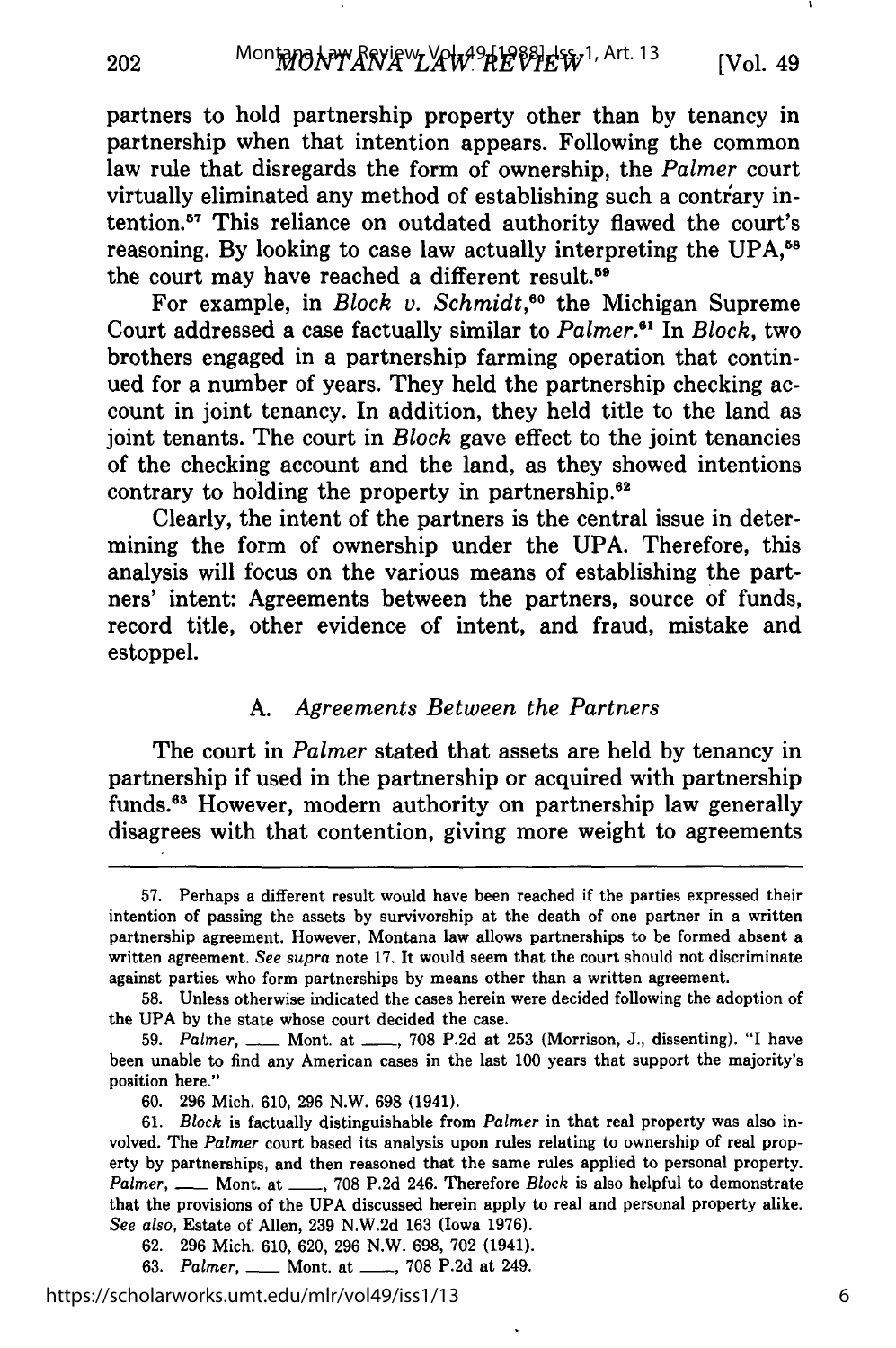partners to hold partnership property other than by tenancy in partnership when that intention appears. Following the common law rule that disregards the form of ownership, the *Palmer* court virtually eliminated any method of establishing such a contrary intention.[57] This reliance on outdated authority flawed the court's reasoning. By looking to case law actually interpreting the UPA,[58] the court may have reached a different result.[59]

For example, in *Block v. Schmidt*,[60] the Michigan Supreme Court addressed a case factually similar to *Palmer*.[61] In *Block*, two brothers engaged in a partnership farming operation that continued for a number of years. They held the partnership checking account in joint tenancy. In addition, they held title to the land as joint tenants. The court in *Block* gave effect to the joint tenancies of the checking account and the land, as they showed intentions contrary to holding the property in partnership.[62]

Clearly, the intent of the partners is the central issue in determining the form of ownership under the UPA. Therefore, this analysis will focus on the various means of establishing the partners' intent: Agreements between the partners, source of funds, record title, other evidence of intent, and fraud, mistake and estoppel.

### A. *Agreements Between the Partners*

The court in *Palmer* stated that assets are held by tenancy in partnership if used in the partnership or acquired with partnership funds.[63] However, modern authority on partnership law generally disagrees with that contention, giving more weight to agreements

---

57. Perhaps a different result would have been reached if the parties expressed their intention of passing the assets by survivorship at the death of one partner in a written partnership agreement. However, Montana law allows partnerships to be formed absent a written agreement. *See supra* note 17. It would seem that the court should not discriminate against parties who form partnerships by means other than a written agreement.

58. Unless otherwise indicated the cases herein were decided following the adoption of the UPA by the state whose court decided the case.

59. *Palmer*, ___ Mont. at ___, 708 P.2d at 253 (Morrison, J., dissenting). "I have been unable to find any American cases in the last 100 years that support the majority's position here."

60. 296 Mich. 610, 296 N.W. 698 (1941).

61. *Block* is factually distinguishable from *Palmer* in that real property was also involved. The *Palmer* court based its analysis upon rules relating to ownership of real property by partnerships, and then reasoned that the same rules applied to personal property. *Palmer*, ___ Mont. at ___, 708 P.2d 246. Therefore *Block* is also helpful to demonstrate that the provisions of the UPA discussed herein apply to real and personal property alike. *See also*, Estate of Allen, 239 N.W.2d 163 (Iowa 1976).

62. 296 Mich. 610, 620, 296 N.W. 698, 702 (1941).

63. *Palmer*, ___ Mont. at ___, 708 P.2d at 249.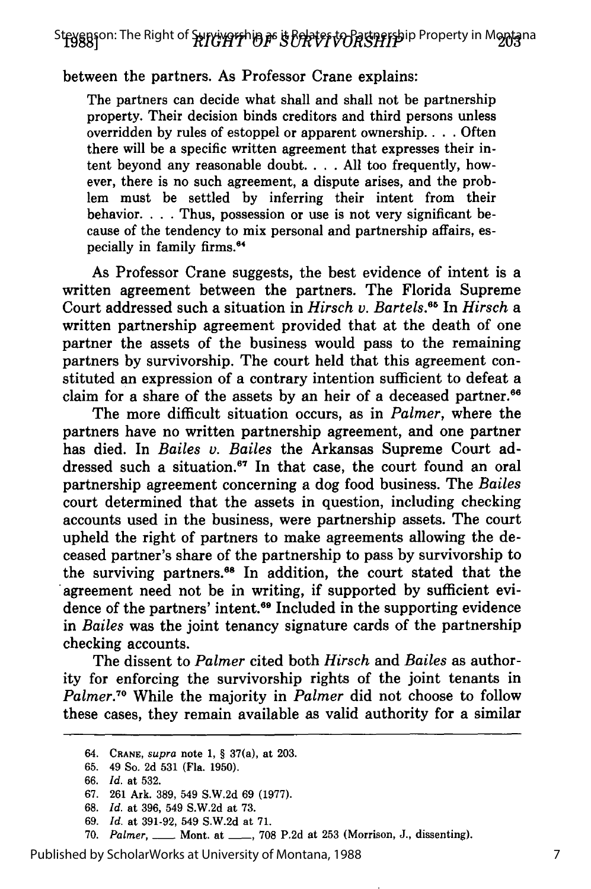between the partners. As Professor Crane explains:

> The partners can decide what shall and shall not be partnership property. Their decision binds creditors and third persons unless overridden by rules of estoppel or apparent ownership. . . . Often there will be a specific written agreement that expresses their intent beyond any reasonable doubt. . . . All too frequently, however, there is no such agreement, a dispute arises, and the problem must be settled by inferring their intent from their behavior. . . . Thus, possession or use is not very significant because of the tendency to mix personal and partnership affairs, especially in family firms.[64]

As Professor Crane suggests, the best evidence of intent is a written agreement between the partners. The Florida Supreme Court addressed such a situation in *Hirsch v. Bartels*.[65] In *Hirsch* a written partnership agreement provided that at the death of one partner the assets of the business would pass to the remaining partners by survivorship. The court held that this agreement constituted an expression of a contrary intention sufficient to defeat a claim for a share of the assets by an heir of a deceased partner.[66]

The more difficult situation occurs, as in *Palmer*, where the partners have no written partnership agreement, and one partner has died. In *Bailes v. Bailes* the Arkansas Supreme Court addressed such a situation.[67] In that case, the court found an oral partnership agreement concerning a dog food business. The *Bailes* court determined that the assets in question, including checking accounts used in the business, were partnership assets. The court upheld the right of partners to make agreements allowing the deceased partner's share of the partnership to pass by survivorship to the surviving partners.[68] In addition, the court stated that the agreement need not be in writing, if supported by sufficient evidence of the partners' intent.[69] Included in the supporting evidence in *Bailes* was the joint tenancy signature cards of the partnership checking accounts.

The dissent to *Palmer* cited both *Hirsch* and *Bailes* as authority for enforcing the survivorship rights of the joint tenants in *Palmer*.[70] While the majority in *Palmer* did not choose to follow these cases, they remain available as valid authority for a similar

---

64. CRANE, *supra* note 1, § 37(a), at 203.
65. 49 So. 2d 531 (Fla. 1950).
66. *Id.* at 532.
67. 261 Ark. 389, 549 S.W.2d 69 (1977).
68. *Id.* at 396, 549 S.W.2d at 73.
69. *Id.* at 391-92, 549 S.W.2d at 71.
70. *Palmer*, ___ Mont. at ___, 708 P.2d at 253 (Morrison, J., dissenting).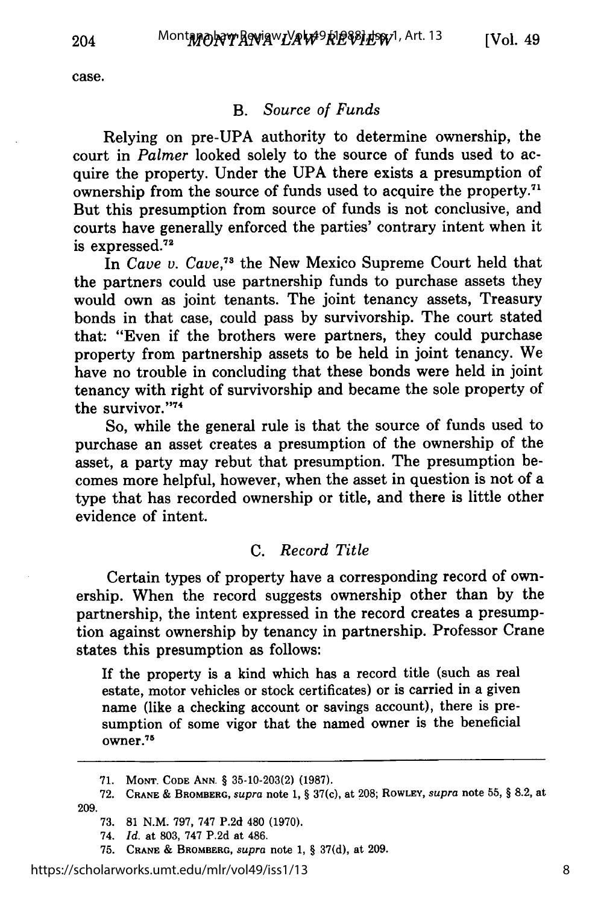case.

### B. *Source of Funds*

Relying on pre-UPA authority to determine ownership, the court in *Palmer* looked solely to the source of funds used to acquire the property. Under the UPA there exists a presumption of ownership from the source of funds used to acquire the property.[71] But this presumption from source of funds is not conclusive, and courts have generally enforced the parties' contrary intent when it is expressed.[72]

In *Cave v. Cave*,[73] the New Mexico Supreme Court held that the partners could use partnership funds to purchase assets they would own as joint tenants. The joint tenancy assets, Treasury bonds in that case, could pass by survivorship. The court stated that: "Even if the brothers were partners, they could purchase property from partnership assets to be held in joint tenancy. We have no trouble in concluding that these bonds were held in joint tenancy with right of survivorship and became the sole property of the survivor."[74]

So, while the general rule is that the source of funds used to purchase an asset creates a presumption of the ownership of the asset, a party may rebut that presumption. The presumption becomes more helpful, however, when the asset in question is not of a type that has recorded ownership or title, and there is little other evidence of intent.

### C. *Record Title*

Certain types of property have a corresponding record of ownership. When the record suggests ownership other than by the partnership, the intent expressed in the record creates a presumption against ownership by tenancy in partnership. Professor Crane states this presumption as follows:

> If the property is a kind which has a record title (such as real estate, motor vehicles or stock certificates) or is carried in a given name (like a checking account or savings account), there is presumption of some vigor that the named owner is the beneficial owner.[75]

---

71. MONT. CODE ANN. § 35-10-203(2) (1987).

72. CRANE & BROMBERG, *supra* note 1, § 37(c), at 208; ROWLEY, *supra* note 55, § 8.2, at 209.

73. 81 N.M. 797, 747 P.2d 480 (1970).

74. *Id.* at 803, 747 P.2d at 486.

75. CRANE & BROMBERG, *supra* note 1, § 37(d), at 209.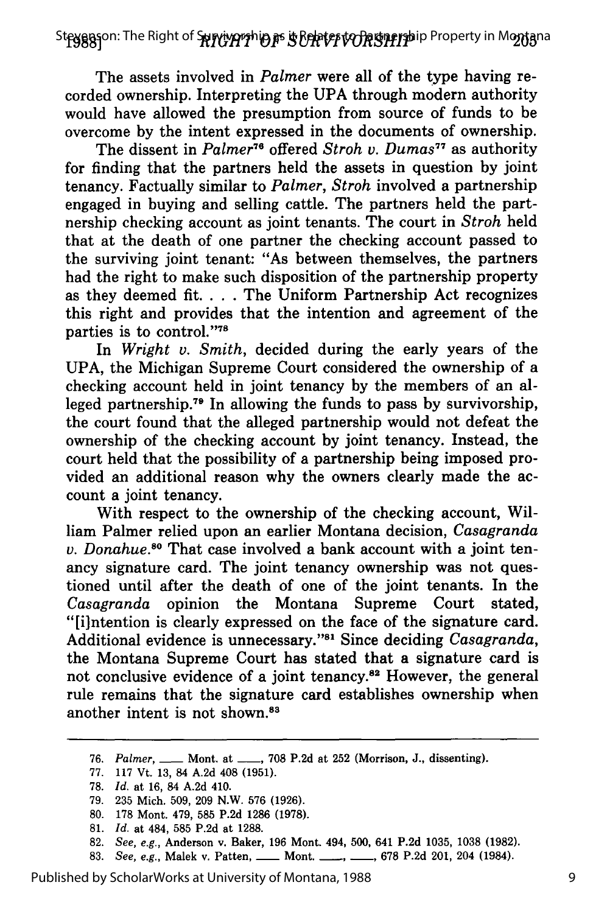The assets involved in *Palmer* were all of the type having recorded ownership. Interpreting the UPA through modern authority would have allowed the presumption from source of funds to be overcome by the intent expressed in the documents of ownership.

The dissent in *Palmer*[76] offered *Stroh v. Dumas*[77] as authority for finding that the partners held the assets in question by joint tenancy. Factually similar to *Palmer*, *Stroh* involved a partnership engaged in buying and selling cattle. The partners held the partnership checking account as joint tenants. The court in *Stroh* held that at the death of one partner the checking account passed to the surviving joint tenant: "As between themselves, the partners had the right to make such disposition of the partnership property as they deemed fit. . . . The Uniform Partnership Act recognizes this right and provides that the intention and agreement of the parties is to control."[78]

In *Wright v. Smith*, decided during the early years of the UPA, the Michigan Supreme Court considered the ownership of a checking account held in joint tenancy by the members of an alleged partnership.[79] In allowing the funds to pass by survivorship, the court found that the alleged partnership would not defeat the ownership of the checking account by joint tenancy. Instead, the court held that the possibility of a partnership being imposed provided an additional reason why the owners clearly made the account a joint tenancy.

With respect to the ownership of the checking account, William Palmer relied upon an earlier Montana decision, *Casagranda v. Donahue*.[80] That case involved a bank account with a joint tenancy signature card. The joint tenancy ownership was not questioned until after the death of one of the joint tenants. In the *Casagranda* opinion the Montana Supreme Court stated, "[i]ntention is clearly expressed on the face of the signature card. Additional evidence is unnecessary."[81] Since deciding *Casagranda*, the Montana Supreme Court has stated that a signature card is not conclusive evidence of a joint tenancy.[82] However, the general rule remains that the signature card establishes ownership when another intent is not shown.[83]

---

76. *Palmer*, ___ Mont. at ___, 708 P.2d at 252 (Morrison, J., dissenting).
77. 117 Vt. 13, 84 A.2d 408 (1951).
78. *Id.* at 16, 84 A.2d 410.
79. 235 Mich. 509, 209 N.W. 576 (1926).
80. 178 Mont. 479, 585 P.2d 1286 (1978).
81. *Id.* at 484, 585 P.2d at 1288.
82. *See, e.g.*, Anderson v. Baker, 196 Mont. 494, 500, 641 P.2d 1035, 1038 (1982).
83. *See, e.g.*, Malek v. Patten, ___ Mont. ___, ___, 678 P.2d 201, 204 (1984).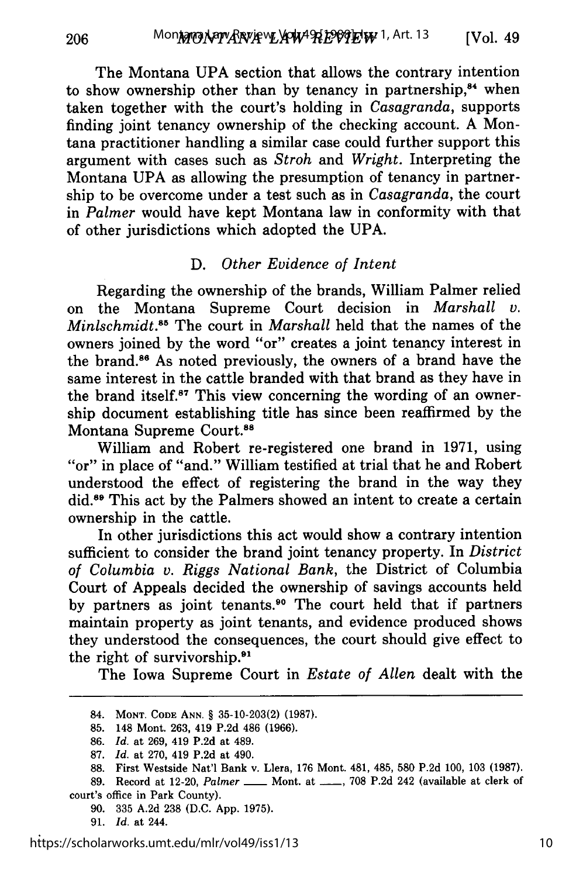The Montana UPA section that allows the contrary intention to show ownership other than by tenancy in partnership,[84] when taken together with the court's holding in *Casagranda*, supports finding joint tenancy ownership of the checking account. A Montana practitioner handling a similar case could further support this argument with cases such as *Stroh* and *Wright*. Interpreting the Montana UPA as allowing the presumption of tenancy in partnership to be overcome under a test such as in *Casagranda*, the court in *Palmer* would have kept Montana law in conformity with that of other jurisdictions which adopted the UPA.

### D. *Other Evidence of Intent*

Regarding the ownership of the brands, William Palmer relied on the Montana Supreme Court decision in *Marshall v. Minlschmidt*.[85] The court in *Marshall* held that the names of the owners joined by the word "or" creates a joint tenancy interest in the brand.[86] As noted previously, the owners of a brand have the same interest in the cattle branded with that brand as they have in the brand itself.[87] This view concerning the wording of an ownership document establishing title has since been reaffirmed by the Montana Supreme Court.[88]

William and Robert re-registered one brand in 1971, using "or" in place of "and." William testified at trial that he and Robert understood the effect of registering the brand in the way they did.[89] This act by the Palmers showed an intent to create a certain ownership in the cattle.

In other jurisdictions this act would show a contrary intention sufficient to consider the brand joint tenancy property. In *District of Columbia v. Riggs National Bank*, the District of Columbia Court of Appeals decided the ownership of savings accounts held by partners as joint tenants.[90] The court held that if partners maintain property as joint tenants, and evidence produced shows they understood the consequences, the court should give effect to the right of survivorship.[91]

The Iowa Supreme Court in *Estate of Allen* dealt with the

---

84. MONT. CODE ANN. § 35-10-203(2) (1987).
85. 148 Mont. 263, 419 P.2d 486 (1966).
86. *Id.* at 269, 419 P.2d at 489.
87. *Id.* at 270, 419 P.2d at 490.
88. First Westside Nat'l Bank v. Llera, 176 Mont. 481, 485, 580 P.2d 100, 103 (1987).
89. Record at 12-20, *Palmer* \_\_\_\_ Mont. at \_\_\_\_, 708 P.2d 242 (available at clerk of court's office in Park County).
90. 335 A.2d 238 (D.C. App. 1975).
91. *Id.* at 244.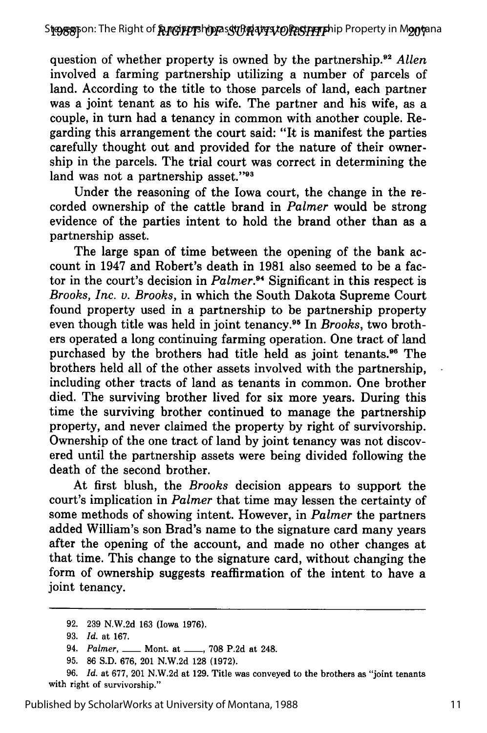question of whether property is owned by the partnership.[92] *Allen* involved a farming partnership utilizing a number of parcels of land. According to the title to those parcels of land, each partner was a joint tenant as to his wife. The partner and his wife, as a couple, in turn had a tenancy in common with another couple. Regarding this arrangement the court said: "It is manifest the parties carefully thought out and provided for the nature of their ownership in the parcels. The trial court was correct in determining the land was not a partnership asset."[93]

Under the reasoning of the Iowa court, the change in the recorded ownership of the cattle brand in *Palmer* would be strong evidence of the parties intent to hold the brand other than as a partnership asset.

The large span of time between the opening of the bank account in 1947 and Robert's death in 1981 also seemed to be a factor in the court's decision in *Palmer*.[94] Significant in this respect is *Brooks, Inc. v. Brooks*, in which the South Dakota Supreme Court found property used in a partnership to be partnership property even though title was held in joint tenancy.[95] In *Brooks*, two brothers operated a long continuing farming operation. One tract of land purchased by the brothers had title held as joint tenants.[96] The brothers held all of the other assets involved with the partnership, including other tracts of land as tenants in common. One brother died. The surviving brother lived for six more years. During this time the surviving brother continued to manage the partnership property, and never claimed the property by right of survivorship. Ownership of the one tract of land by joint tenancy was not discovered until the partnership assets were being divided following the death of the second brother.

At first blush, the *Brooks* decision appears to support the court's implication in *Palmer* that time may lessen the certainty of some methods of showing intent. However, in *Palmer* the partners added William's son Brad's name to the signature card many years after the opening of the account, and made no other changes at that time. This change to the signature card, without changing the form of ownership suggests reaffirmation of the intent to have a joint tenancy.

---

92. 239 N.W.2d 163 (Iowa 1976).

93. *Id.* at 167.

94. *Palmer*, ___ Mont. at ___, 708 P.2d at 248.

95. 86 S.D. 676, 201 N.W.2d 128 (1972).

96. *Id.* at 677, 201 N.W.2d at 129. Title was conveyed to the brothers as "joint tenants with right of survivorship."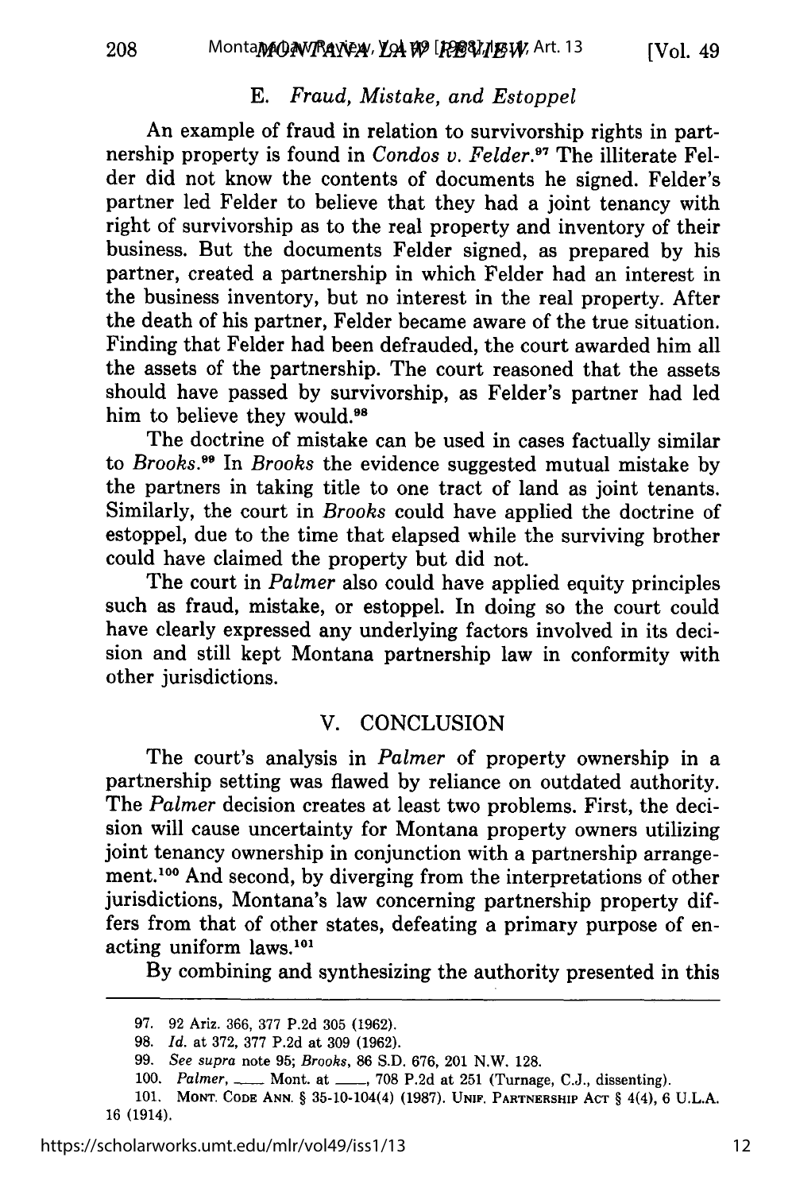### E. *Fraud, Mistake, and Estoppel*

An example of fraud in relation to survivorship rights in partnership property is found in *Condos v. Felder*.[97] The illiterate Felder did not know the contents of documents he signed. Felder's partner led Felder to believe that they had a joint tenancy with right of survivorship as to the real property and inventory of their business. But the documents Felder signed, as prepared by his partner, created a partnership in which Felder had an interest in the business inventory, but no interest in the real property. After the death of his partner, Felder became aware of the true situation. Finding that Felder had been defrauded, the court awarded him all the assets of the partnership. The court reasoned that the assets should have passed by survivorship, as Felder's partner had led him to believe they would.[98]

The doctrine of mistake can be used in cases factually similar to *Brooks*.[99] In *Brooks* the evidence suggested mutual mistake by the partners in taking title to one tract of land as joint tenants. Similarly, the court in *Brooks* could have applied the doctrine of estoppel, due to the time that elapsed while the surviving brother could have claimed the property but did not.

The court in *Palmer* also could have applied equity principles such as fraud, mistake, or estoppel. In doing so the court could have clearly expressed any underlying factors involved in its decision and still kept Montana partnership law in conformity with other jurisdictions.

## V. CONCLUSION

The court's analysis in *Palmer* of property ownership in a partnership setting was flawed by reliance on outdated authority. The *Palmer* decision creates at least two problems. First, the decision will cause uncertainty for Montana property owners utilizing joint tenancy ownership in conjunction with a partnership arrangement.[100] And second, by diverging from the interpretations of other jurisdictions, Montana's law concerning partnership property differs from that of other states, defeating a primary purpose of enacting uniform laws.[101]

By combining and synthesizing the authority presented in this

---

97. 92 Ariz. 366, 377 P.2d 305 (1962).

98. *Id.* at 372, 377 P.2d at 309 (1962).

99. *See supra* note 95; *Brooks*, 86 S.D. 676, 201 N.W. 128.

100. *Palmer*, \_\_\_ Mont. at \_\_\_, 708 P.2d at 251 (Turnage, C.J., dissenting).

101. MONT. CODE ANN. § 35-10-104(4) (1987). UNIF. PARTNERSHIP ACT § 4(4), 6 U.L.A. 16 (1914).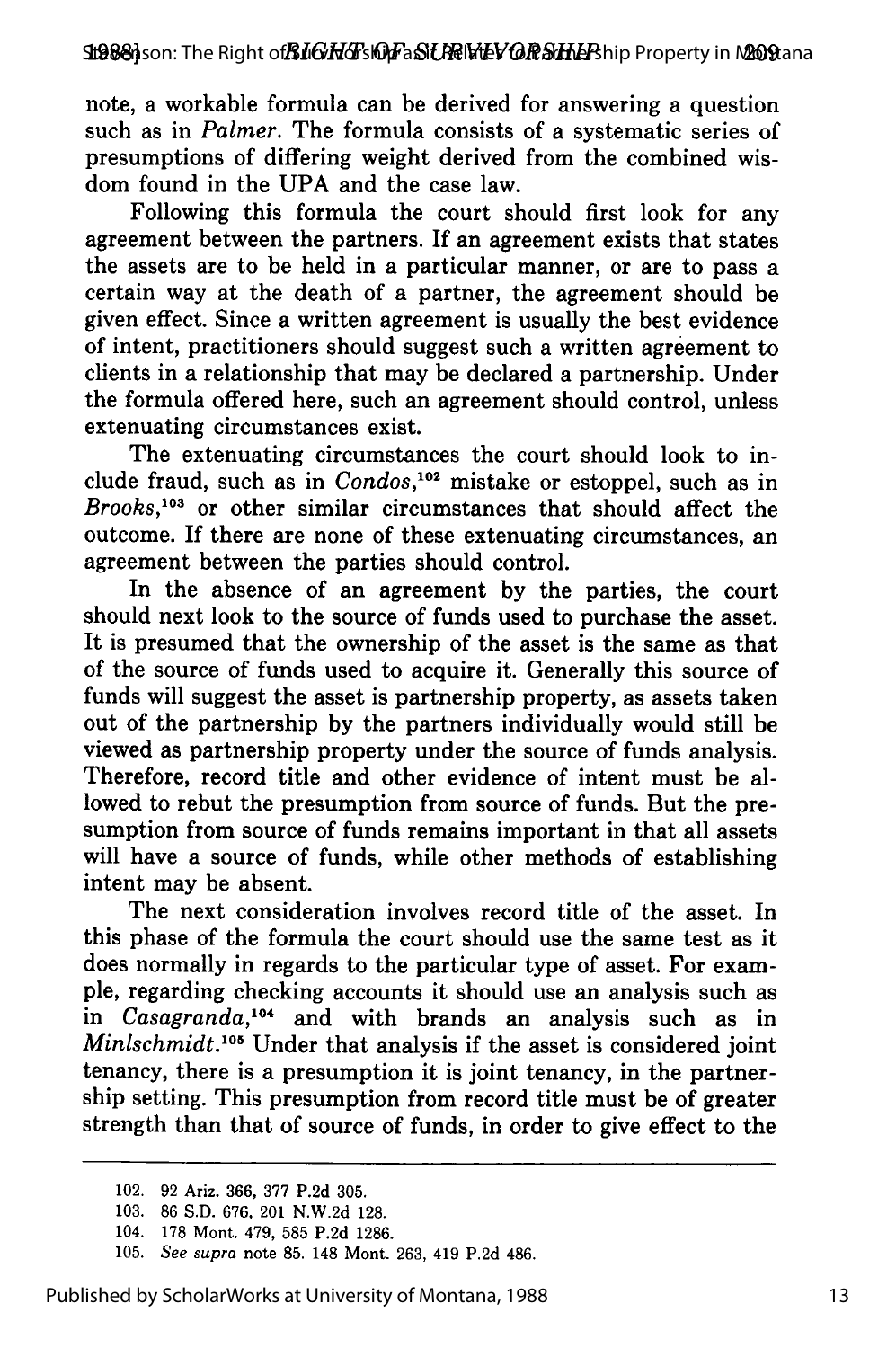note, a workable formula can be derived for answering a question such as in *Palmer*. The formula consists of a systematic series of presumptions of differing weight derived from the combined wisdom found in the UPA and the case law.

Following this formula the court should first look for any agreement between the partners. If an agreement exists that states the assets are to be held in a particular manner, or are to pass a certain way at the death of a partner, the agreement should be given effect. Since a written agreement is usually the best evidence of intent, practitioners should suggest such a written agreement to clients in a relationship that may be declared a partnership. Under the formula offered here, such an agreement should control, unless extenuating circumstances exist.

The extenuating circumstances the court should look to include fraud, such as in *Condos*,[102] mistake or estoppel, such as in *Brooks*,[103] or other similar circumstances that should affect the outcome. If there are none of these extenuating circumstances, an agreement between the parties should control.

In the absence of an agreement by the parties, the court should next look to the source of funds used to purchase the asset. It is presumed that the ownership of the asset is the same as that of the source of funds used to acquire it. Generally this source of funds will suggest the asset is partnership property, as assets taken out of the partnership by the partners individually would still be viewed as partnership property under the source of funds analysis. Therefore, record title and other evidence of intent must be allowed to rebut the presumption from source of funds. But the presumption from source of funds remains important in that all assets will have a source of funds, while other methods of establishing intent may be absent.

The next consideration involves record title of the asset. In this phase of the formula the court should use the same test as it does normally in regards to the particular type of asset. For example, regarding checking accounts it should use an analysis such as in *Casagranda*,[104] and with brands an analysis such as in *Minlschmidt*.[105] Under that analysis if the asset is considered joint tenancy, there is a presumption it is joint tenancy, in the partnership setting. This presumption from record title must be of greater strength than that of source of funds, in order to give effect to the

102. 92 Ariz. 366, 377 P.2d 305.

103. 86 S.D. 676, 201 N.W.2d 128.

104. 178 Mont. 479, 585 P.2d 1286.

105. *See supra* note 85. 148 Mont. 263, 419 P.2d 486.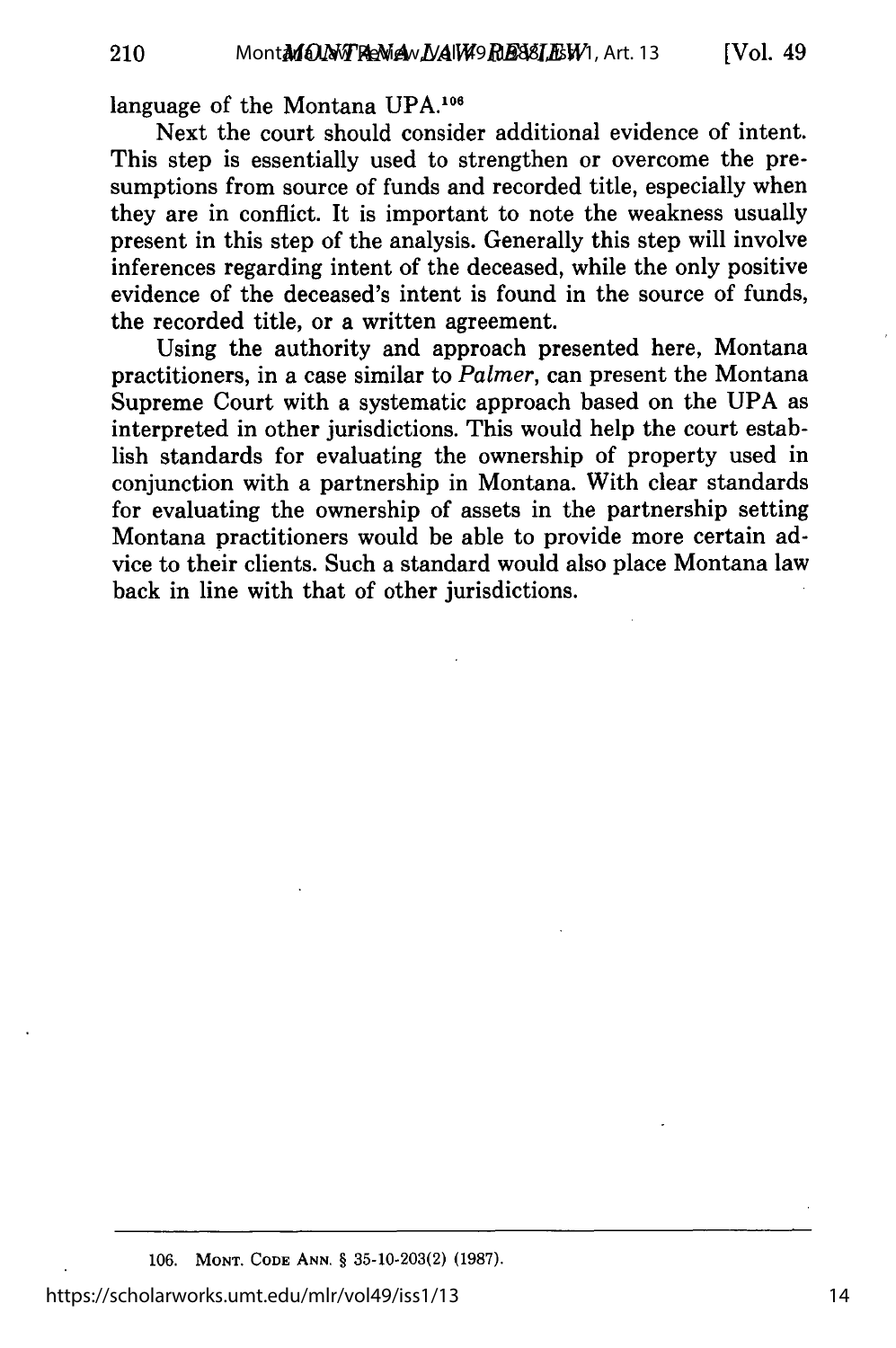language of the Montana UPA.[106]

Next the court should consider additional evidence of intent. This step is essentially used to strengthen or overcome the presumptions from source of funds and recorded title, especially when they are in conflict. It is important to note the weakness usually present in this step of the analysis. Generally this step will involve inferences regarding intent of the deceased, while the only positive evidence of the deceased's intent is found in the source of funds, the recorded title, or a written agreement.

Using the authority and approach presented here, Montana practitioners, in a case similar to *Palmer*, can present the Montana Supreme Court with a systematic approach based on the UPA as interpreted in other jurisdictions. This would help the court establish standards for evaluating the ownership of property used in conjunction with a partnership in Montana. With clear standards for evaluating the ownership of assets in the partnership setting Montana practitioners would be able to provide more certain advice to their clients. Such a standard would also place Montana law back in line with that of other jurisdictions.

---

106. MONT. CODE ANN. § 35-10-203(2) (1987).